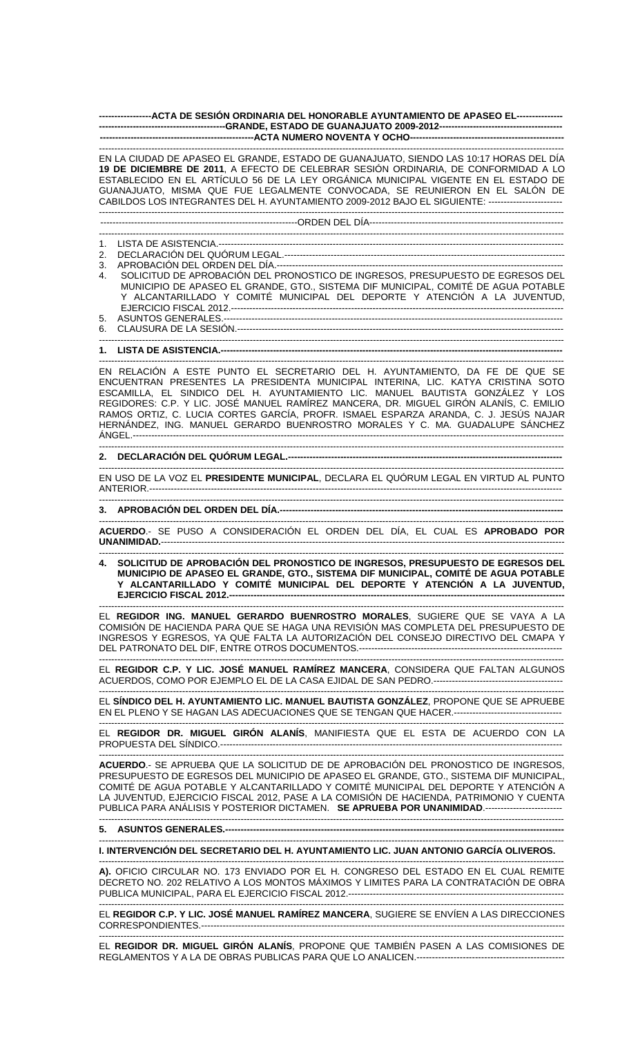**ACTA DE SESIÓN ORDINARIA DEL HONORABLE AYUNTAMIENTO DE APASEO EL GRANDE, ESTADO DE GUANAJUATO 2009-2012**

**ACTA NUMERO NOVENTA Y OCHO**

EN LA CIUDAD DE APASEO EL GRANDE, ESTADO DE GUANAJUATO, SIENDO LAS 10:17 HORAS DEL DÍA **19 DE DICIEMBRE DE 2011**, A EFECTO DE CELEBRAR SESIÓN ORDINARIA, DE CONFORMIDAD A LO ESTABLECIDO EN EL ARTÍCULO 56 DE LA LEY ORGÁNICA MUNICIPAL VIGENTE EN EL ESTADO DE GUANAJUATO, MISMA QUE FUE LEGALMENTE CONVOCADA, SE REUNIERON EN EL SALÓN DE CABILDOS LOS INTEGRANTES DEL H. AYUNTAMIENTO 2009-2012 BAJO EL SIGUIENTE: ---

ORDEN DEL DÍA

1. LISTA DE ASISTENCIA.---
2. DECLARACIÓN DEL QUÓRUM LEGAL.---
3. APROBACIÓN DEL ORDEN DEL DÍA.---
4. SOLICITUD DE APROBACIÓN DEL PRONOSTICO DE INGRESOS, PRESUPUESTO DE EGRESOS DEL MUNICIPIO DE APASEO EL GRANDE, GTO., SISTEMA DIF MUNICIPAL, COMITÉ DE AGUA POTABLE Y ALCANTARILLADO Y COMITÉ MUNICIPAL DEL DEPORTE Y ATENCIÓN A LA JUVENTUD, EJERCICIO FISCAL 2012.---
5. ASUNTOS GENERALES.---
6. CLAUSURA DE LA SESIÓN.---

**1. LISTA DE ASISTENCIA.---**

EN RELACIÓN A ESTE PUNTO EL SECRETARIO DEL H. AYUNTAMIENTO, DA FE DE QUE SE ENCUENTRAN PRESENTES LA PRESIDENTA MUNICIPAL INTERINA, LIC. KATYA CRISTINA SOTO ESCAMILLA, EL SINDICO DEL H. AYUNTAMIENTO LIC. MANUEL BAUTISTA GONZÁLEZ Y LOS REGIDORES: C.P. Y LIC. JOSÉ MANUEL RAMÍREZ MANCERA, DR. MIGUEL GIRÓN ALANÍS, C. EMILIO RAMOS ORTIZ, C. LUCIA CORTES GARCÍA, PROFR. ISMAEL ESPARZA ARANDA, C. J. JESÚS NAJAR HERNÁNDEZ, ING. MANUEL GERARDO BUENROSTRO MORALES Y C. MA. GUADALUPE SÁNCHEZ ÁNGEL.---

**2. DECLARACIÓN DEL QUÓRUM LEGAL.---**

EN USO DE LA VOZ EL **PRESIDENTE MUNICIPAL**, DECLARA EL QUÓRUM LEGAL EN VIRTUD AL PUNTO ANTERIOR.---

**3. APROBACIÓN DEL ORDEN DEL DÍA.---**

**ACUERDO**.- SE PUSO A CONSIDERACIÓN EL ORDEN DEL DÍA, EL CUAL ES **APROBADO POR UNANIMIDAD.**---

**4. SOLICITUD DE APROBACIÓN DEL PRONOSTICO DE INGRESOS, PRESUPUESTO DE EGRESOS DEL MUNICIPIO DE APASEO EL GRANDE, GTO., SISTEMA DIF MUNICIPAL, COMITÉ DE AGUA POTABLE Y ALCANTARILLADO Y COMITÉ MUNICIPAL DEL DEPORTE Y ATENCIÓN A LA JUVENTUD, EJERCICIO FISCAL 2012.---**

EL **REGIDOR ING. MANUEL GERARDO BUENROSTRO MORALES**, SUGIERE QUE SE VAYA A LA COMISIÓN DE HACIENDA PARA QUE SE HAGA UNA REVISIÓN MAS COMPLETA DEL PRESUPUESTO DE INGRESOS Y EGRESOS, YA QUE FALTA LA AUTORIZACIÓN DEL CONSEJO DIRECTIVO DEL CMAPA Y DEL PATRONATO DEL DIF, ENTRE OTROS DOCUMENTOS.---

EL **REGIDOR C.P. Y LIC. JOSÉ MANUEL RAMÍREZ MANCERA**, CONSIDERA QUE FALTAN ALGUNOS ACUERDOS, COMO POR EJEMPLO EL DE LA CASA EJIDAL DE SAN PEDRO.---

EL **SÍNDICO DEL H. AYUNTAMIENTO LIC. MANUEL BAUTISTA GONZÁLEZ**, PROPONE QUE SE APRUEBE EN EL PLENO Y SE HAGAN LAS ADECUACIONES QUE SE TENGAN QUE HACER.---

EL **REGIDOR DR. MIGUEL GIRÓN ALANÍS**, MANIFIESTA QUE EL ESTA DE ACUERDO CON LA PROPUESTA DEL SÍNDICO.---

**ACUERDO**.- SE APRUEBA QUE LA SOLICITUD DE DE APROBACIÓN DEL PRONOSTICO DE INGRESOS, PRESUPUESTO DE EGRESOS DEL MUNICIPIO DE APASEO EL GRANDE, GTO., SISTEMA DIF MUNICIPAL, COMITÉ DE AGUA POTABLE Y ALCANTARILLADO Y COMITÉ MUNICIPAL DEL DEPORTE Y ATENCIÓN A LA JUVENTUD, EJERCICIO FISCAL 2012, PASE A LA COMISIÓN DE HACIENDA, PATRIMONIO Y CUENTA PUBLICA PARA ANÁLISIS Y POSTERIOR DICTAMEN. **SE APRUEBA POR UNANIMIDAD**.---

**5. ASUNTOS GENERALES.---**

**I. INTERVENCIÓN DEL SECRETARIO DEL H. AYUNTAMIENTO LIC. JUAN ANTONIO GARCÍA OLIVEROS.**

**A).** OFICIO CIRCULAR NO. 173 ENVIADO POR EL H. CONGRESO DEL ESTADO EN EL CUAL REMITE DECRETO NO. 202 RELATIVO A LOS MONTOS MÁXIMOS Y LIMITES PARA LA CONTRATACIÓN DE OBRA PUBLICA MUNICIPAL, PARA EL EJERCICIO FISCAL 2012.---

EL **REGIDOR C.P. Y LIC. JOSÉ MANUEL RAMÍREZ MANCERA**, SUGIERE SE ENVÍEN A LAS DIRECCIONES CORRESPONDIENTES.---

EL **REGIDOR DR. MIGUEL GIRÓN ALANÍS**, PROPONE QUE TAMBIÉN PASEN A LAS COMISIONES DE REGLAMENTOS Y A LA DE OBRAS PUBLICAS PARA QUE LO ANALICEN.---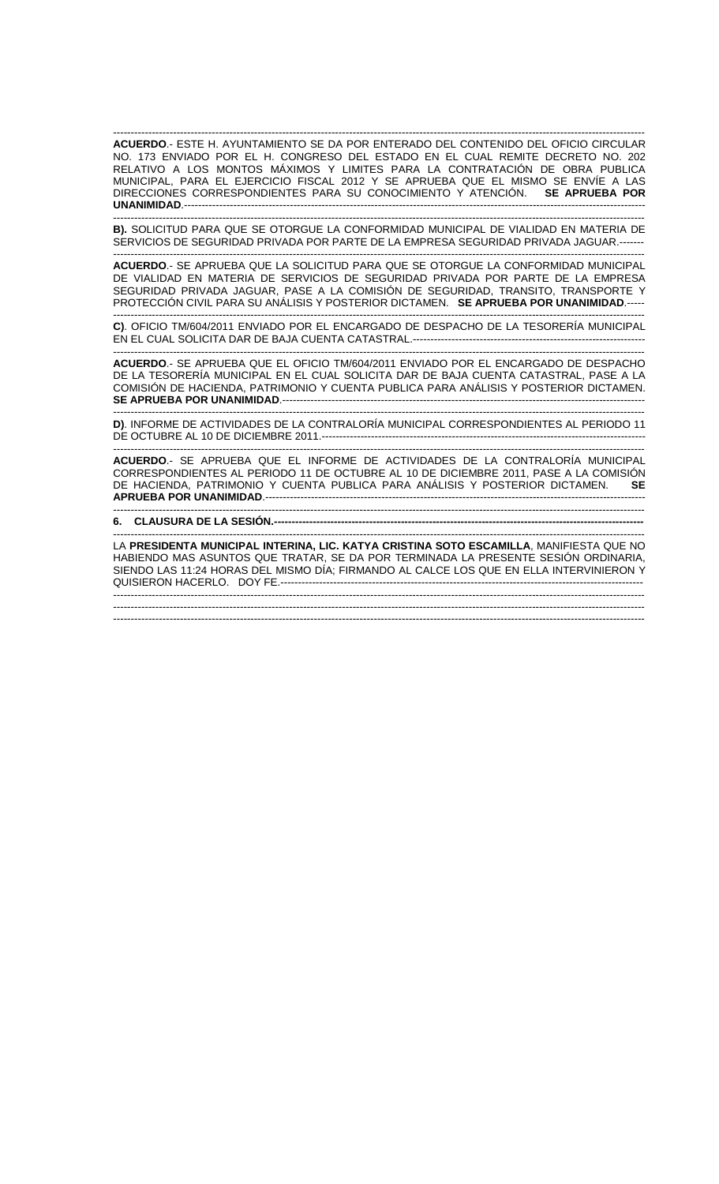**ACUERDO**.- ESTE H. AYUNTAMIENTO SE DA POR ENTERADO DEL CONTENIDO DEL OFICIO CIRCULAR NO. 173 ENVIADO POR EL H. CONGRESO DEL ESTADO EN EL CUAL REMITE DECRETO NO. 202 RELATIVO A LOS MONTOS MÁXIMOS Y LIMITES PARA LA CONTRATACIÓN DE OBRA PUBLICA MUNICIPAL, PARA EL EJERCICIO FISCAL 2012 Y SE APRUEBA QUE EL MISMO SE ENVÍE A LAS DIRECCIONES CORRESPONDIENTES PARA SU CONOCIMIENTO Y ATENCIÓN. **SE APRUEBA POR UNANIMIDAD**.---

**B).** SOLICITUD PARA QUE SE OTORGUE LA CONFORMIDAD MUNICIPAL DE VIALIDAD EN MATERIA DE SERVICIOS DE SEGURIDAD PRIVADA POR PARTE DE LA EMPRESA SEGURIDAD PRIVADA JAGUAR.-------

**ACUERDO**.- SE APRUEBA QUE LA SOLICITUD PARA QUE SE OTORGUE LA CONFORMIDAD MUNICIPAL DE VIALIDAD EN MATERIA DE SERVICIOS DE SEGURIDAD PRIVADA POR PARTE DE LA EMPRESA SEGURIDAD PRIVADA JAGUAR, PASE A LA COMISIÓN DE SEGURIDAD, TRANSITO, TRANSPORTE Y PROTECCIÓN CIVIL PARA SU ANÁLISIS Y POSTERIOR DICTAMEN. **SE APRUEBA POR UNANIMIDAD**.-----

**C)**. OFICIO TM/604/2011 ENVIADO POR EL ENCARGADO DE DESPACHO DE LA TESORERÍA MUNICIPAL EN EL CUAL SOLICITA DAR DE BAJA CUENTA CATASTRAL.---

**ACUERDO**.- SE APRUEBA QUE EL OFICIO TM/604/2011 ENVIADO POR EL ENCARGADO DE DESPACHO DE LA TESORERÍA MUNICIPAL EN EL CUAL SOLICITA DAR DE BAJA CUENTA CATASTRAL, PASE A LA COMISIÓN DE HACIENDA, PATRIMONIO Y CUENTA PUBLICA PARA ANÁLISIS Y POSTERIOR DICTAMEN. **SE APRUEBA POR UNANIMIDAD**.---

**D)**. INFORME DE ACTIVIDADES DE LA CONTRALORÍA MUNICIPAL CORRESPONDIENTES AL PERIODO 11 DE OCTUBRE AL 10 DE DICIEMBRE 2011.---

**ACUERDO**.- SE APRUEBA QUE EL INFORME DE ACTIVIDADES DE LA CONTRALORÍA MUNICIPAL CORRESPONDIENTES AL PERIODO 11 DE OCTUBRE AL 10 DE DICIEMBRE 2011, PASE A LA COMISIÓN DE HACIENDA, PATRIMONIO Y CUENTA PUBLICA PARA ANÁLISIS Y POSTERIOR DICTAMEN. **SE APRUEBA POR UNANIMIDAD**.---

**6. CLAUSURA DE LA SESIÓN.---**

LA **PRESIDENTA MUNICIPAL INTERINA, LIC. KATYA CRISTINA SOTO ESCAMILLA**, MANIFIESTA QUE NO HABIENDO MAS ASUNTOS QUE TRATAR, SE DA POR TERMINADA LA PRESENTE SESIÓN ORDINARIA, SIENDO LAS 11:24 HORAS DEL MISMO DÍA; FIRMANDO AL CALCE LOS QUE EN ELLA INTERVINIERON Y QUISIERON HACERLO. DOY FE.---